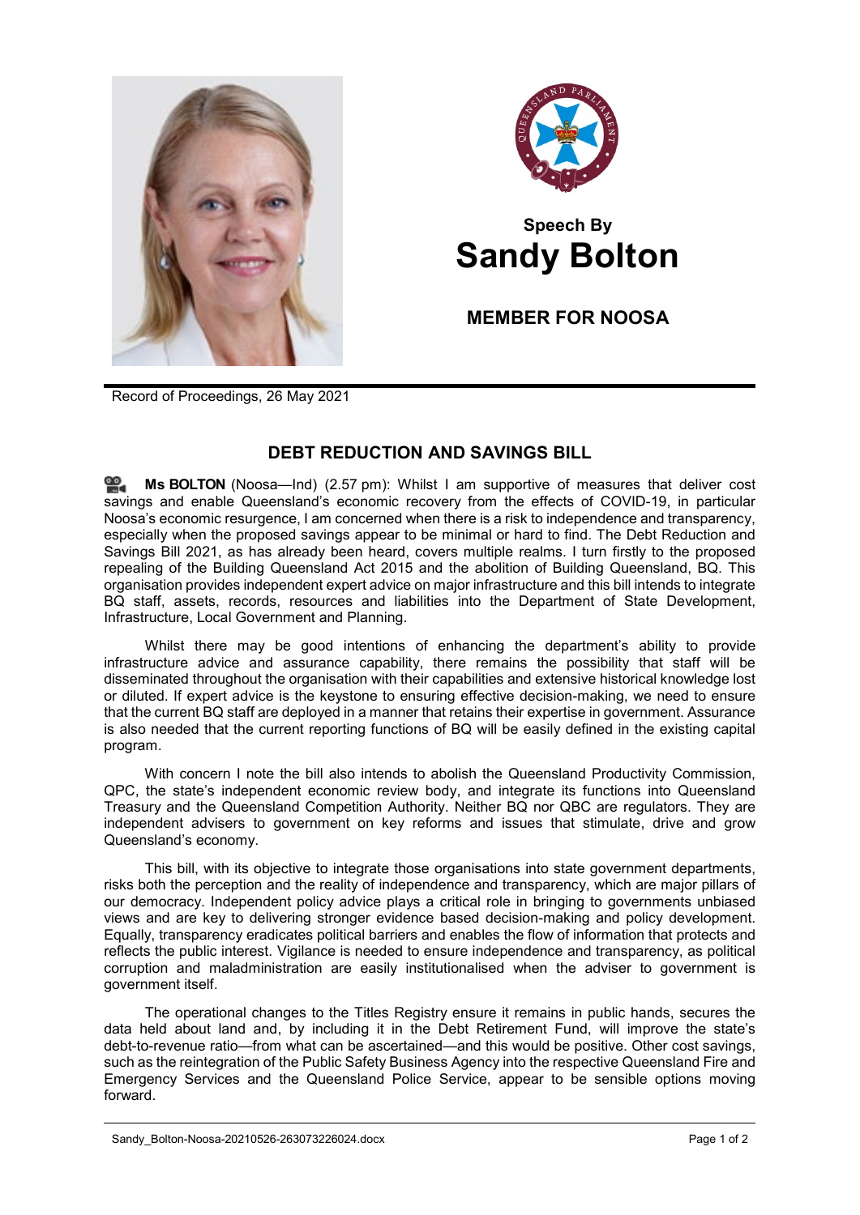**Speech By**

# Sandy Bolton

**MEMBER FOR NOOSA**

Record of Proceedings, 26 May 2021

## DEBT REDUCTION AND SAVINGS BILL

**Ms BOLTON** (Noosa—Ind) (2.57 pm): Whilst I am supportive of measures that deliver cost savings and enable Queensland's economic recovery from the effects of COVID-19, in particular Noosa's economic resurgence, I am concerned when there is a risk to independence and transparency, especially when the proposed savings appear to be minimal or hard to find. The Debt Reduction and Savings Bill 2021, as has already been heard, covers multiple realms. I turn firstly to the proposed repealing of the Building Queensland Act 2015 and the abolition of Building Queensland, BQ. This organisation provides independent expert advice on major infrastructure and this bill intends to integrate BQ staff, assets, records, resources and liabilities into the Department of State Development, Infrastructure, Local Government and Planning.

Whilst there may be good intentions of enhancing the department's ability to provide infrastructure advice and assurance capability, there remains the possibility that staff will be disseminated throughout the organisation with their capabilities and extensive historical knowledge lost or diluted. If expert advice is the keystone to ensuring effective decision-making, we need to ensure that the current BQ staff are deployed in a manner that retains their expertise in government. Assurance is also needed that the current reporting functions of BQ will be easily defined in the existing capital program.

With concern I note the bill also intends to abolish the Queensland Productivity Commission, QPC, the state's independent economic review body, and integrate its functions into Queensland Treasury and the Queensland Competition Authority. Neither BQ nor QBC are regulators. They are independent advisers to government on key reforms and issues that stimulate, drive and grow Queensland's economy.

This bill, with its objective to integrate those organisations into state government departments, risks both the perception and the reality of independence and transparency, which are major pillars of our democracy. Independent policy advice plays a critical role in bringing to governments unbiased views and are key to delivering stronger evidence based decision-making and policy development. Equally, transparency eradicates political barriers and enables the flow of information that protects and reflects the public interest. Vigilance is needed to ensure independence and transparency, as political corruption and maladministration are easily institutionalised when the adviser to government is government itself.

The operational changes to the Titles Registry ensure it remains in public hands, secures the data held about land and, by including it in the Debt Retirement Fund, will improve the state's debt-to-revenue ratio—from what can be ascertained—and this would be positive. Other cost savings, such as the reintegration of the Public Safety Business Agency into the respective Queensland Fire and Emergency Services and the Queensland Police Service, appear to be sensible options moving forward.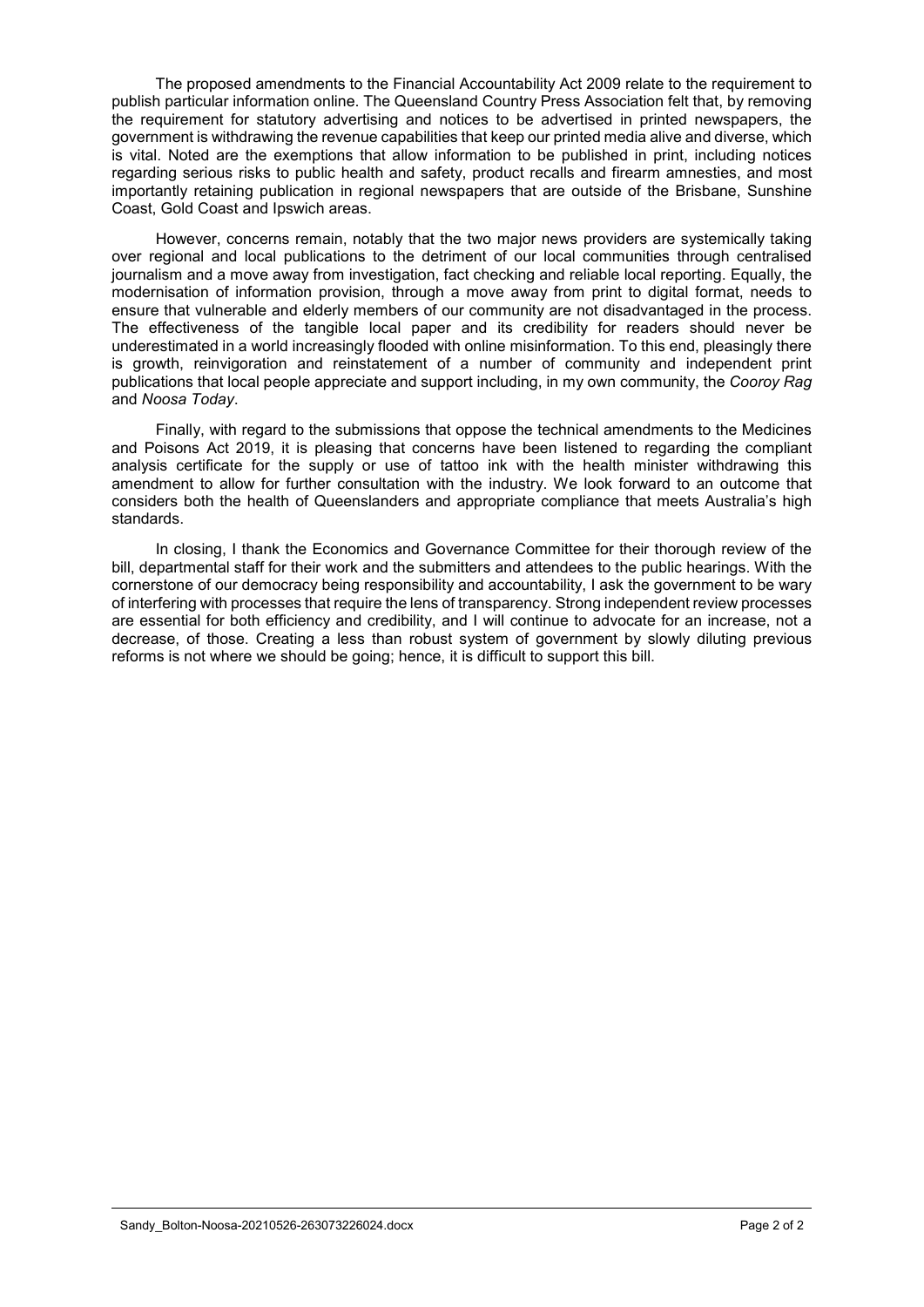The proposed amendments to the Financial Accountability Act 2009 relate to the requirement to publish particular information online. The Queensland Country Press Association felt that, by removing the requirement for statutory advertising and notices to be advertised in printed newspapers, the government is withdrawing the revenue capabilities that keep our printed media alive and diverse, which is vital. Noted are the exemptions that allow information to be published in print, including notices regarding serious risks to public health and safety, product recalls and firearm amnesties, and most importantly retaining publication in regional newspapers that are outside of the Brisbane, Sunshine Coast, Gold Coast and Ipswich areas.

However, concerns remain, notably that the two major news providers are systemically taking over regional and local publications to the detriment of our local communities through centralised journalism and a move away from investigation, fact checking and reliable local reporting. Equally, the modernisation of information provision, through a move away from print to digital format, needs to ensure that vulnerable and elderly members of our community are not disadvantaged in the process. The effectiveness of the tangible local paper and its credibility for readers should never be underestimated in a world increasingly flooded with online misinformation. To this end, pleasingly there is growth, reinvigoration and reinstatement of a number of community and independent print publications that local people appreciate and support including, in my own community, the *Cooroy Rag* and *Noosa Today*.

Finally, with regard to the submissions that oppose the technical amendments to the Medicines and Poisons Act 2019, it is pleasing that concerns have been listened to regarding the compliant analysis certificate for the supply or use of tattoo ink with the health minister withdrawing this amendment to allow for further consultation with the industry. We look forward to an outcome that considers both the health of Queenslanders and appropriate compliance that meets Australia's high standards.

In closing, I thank the Economics and Governance Committee for their thorough review of the bill, departmental staff for their work and the submitters and attendees to the public hearings. With the cornerstone of our democracy being responsibility and accountability, I ask the government to be wary of interfering with processes that require the lens of transparency. Strong independent review processes are essential for both efficiency and credibility, and I will continue to advocate for an increase, not a decrease, of those. Creating a less than robust system of government by slowly diluting previous reforms is not where we should be going; hence, it is difficult to support this bill.